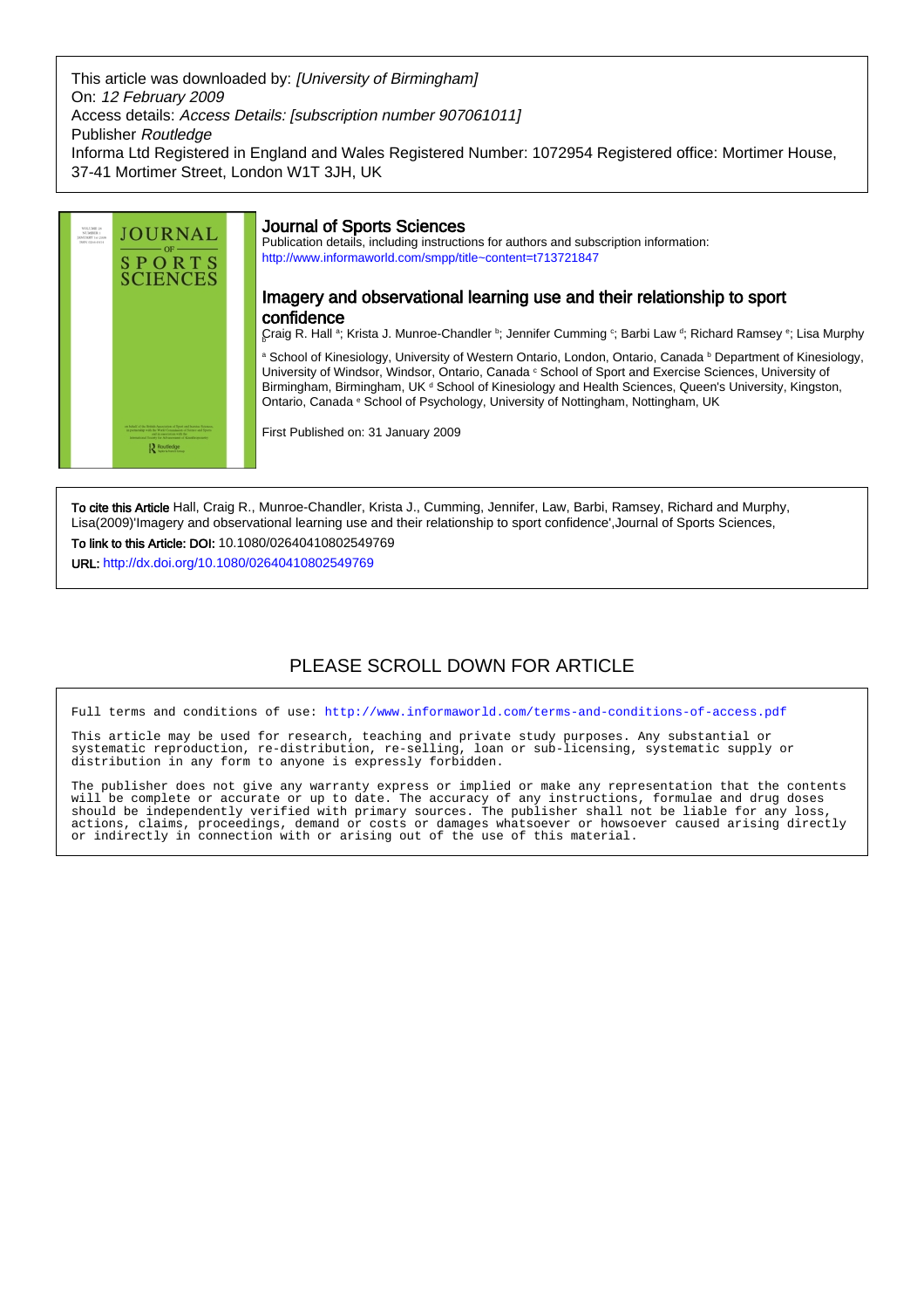This article was downloaded by: *[University of Birmingham]*
On: *12 February 2009*
Access details: *Access Details: [subscription number 907061011]*
Publisher *Routledge*
Informa Ltd Registered in England and Wales Registered Number: 1072954 Registered office: Mortimer House, 37-41 Mortimer Street, London W1T 3JH, UK

## Journal of Sports Sciences

Publication details, including instructions for authors and subscription information:
http://www.informaworld.com/smpp/title~content=t713721847

# Imagery and observational learning use and their relationship to sport confidence

Craig R. Hall [a]; Krista J. Munroe-Chandler [b]; Jennifer Cumming [c]; Barbi Law [d]; Richard Ramsey [e]; Lisa Murphy

[a] School of Kinesiology, University of Western Ontario, London, Ontario, Canada [b] Department of Kinesiology, University of Windsor, Windsor, Ontario, Canada [c] School of Sport and Exercise Sciences, University of Birmingham, Birmingham, UK [d] School of Kinesiology and Health Sciences, Queen's University, Kingston, Ontario, Canada [e] School of Psychology, University of Nottingham, Nottingham, UK

First Published on: 31 January 2009

**To cite this Article** Hall, Craig R., Munroe-Chandler, Krista J., Cumming, Jennifer, Law, Barbi, Ramsey, Richard and Murphy, Lisa(2009)'Imagery and observational learning use and their relationship to sport confidence',Journal of Sports Sciences,

**To link to this Article: DOI:** 10.1080/02640410802549769

**URL:** http://dx.doi.org/10.1080/02640410802549769

PLEASE SCROLL DOWN FOR ARTICLE

Full terms and conditions of use: http://www.informaworld.com/terms-and-conditions-of-access.pdf

This article may be used for research, teaching and private study purposes. Any substantial or systematic reproduction, re-distribution, re-selling, loan or sub-licensing, systematic supply or distribution in any form to anyone is expressly forbidden.

The publisher does not give any warranty express or implied or make any representation that the contents will be complete or accurate or up to date. The accuracy of any instructions, formulae and drug doses should be independently verified with primary sources. The publisher shall not be liable for any loss, actions, claims, proceedings, demand or costs or damages whatsoever or howsoever caused arising directly or indirectly in connection with or arising out of the use of this material.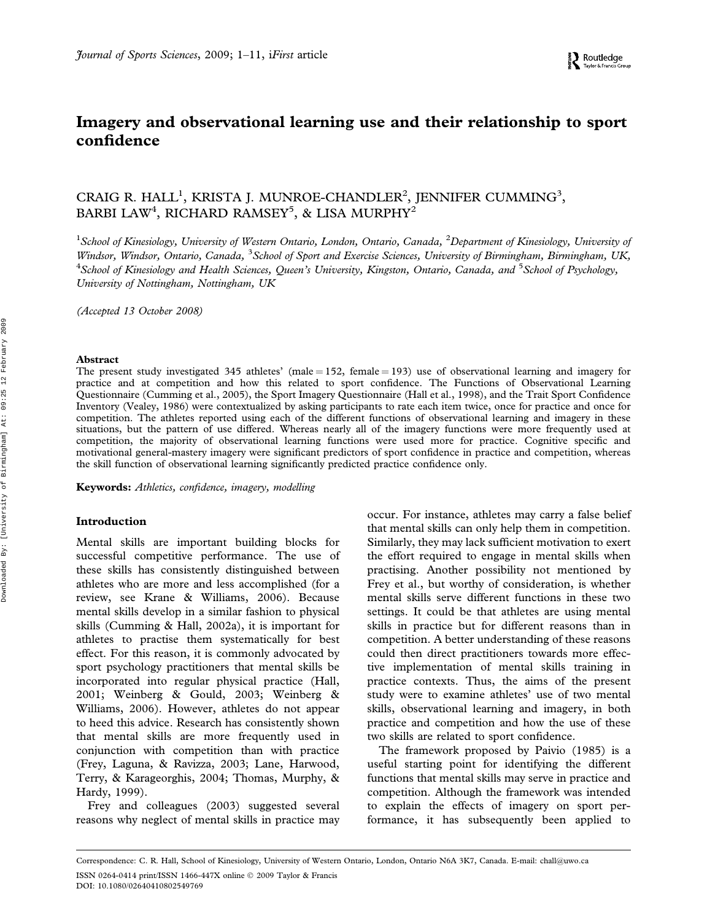# Imagery and observational learning use and their relationship to sport confidence

CRAIG R. HALL[1], KRISTA J. MUNROE-CHANDLER[2], JENNIFER CUMMING[3], BARBI LAW[4], RICHARD RAMSEY[5], & LISA MURPHY[2]

[1]*School of Kinesiology, University of Western Ontario, London, Ontario, Canada,* [2]*Department of Kinesiology, University of Windsor, Windsor, Ontario, Canada,* [3]*School of Sport and Exercise Sciences, University of Birmingham, Birmingham, UK,* [4]*School of Kinesiology and Health Sciences, Queen's University, Kingston, Ontario, Canada, and* [5]*School of Psychology, University of Nottingham, Nottingham, UK*

*(Accepted 13 October 2008)*

## Abstract

The present study investigated 345 athletes' (male = 152, female = 193) use of observational learning and imagery for practice and at competition and how this related to sport confidence. The Functions of Observational Learning Questionnaire (Cumming et al., 2005), the Sport Imagery Questionnaire (Hall et al., 1998), and the Trait Sport Confidence Inventory (Vealey, 1986) were contextualized by asking participants to rate each item twice, once for practice and once for competition. The athletes reported using each of the different functions of observational learning and imagery in these situations, but the pattern of use differed. Whereas nearly all of the imagery functions were more frequently used at competition, the majority of observational learning functions were used more for practice. Cognitive specific and motivational general-mastery imagery were significant predictors of sport confidence in practice and competition, whereas the skill function of observational learning significantly predicted practice confidence only.

**Keywords:** *Athletics, confidence, imagery, modelling*

## Introduction

Mental skills are important building blocks for successful competitive performance. The use of these skills has consistently distinguished between athletes who are more and less accomplished (for a review, see Krane & Williams, 2006). Because mental skills develop in a similar fashion to physical skills (Cumming & Hall, 2002a), it is important for athletes to practise them systematically for best effect. For this reason, it is commonly advocated by sport psychology practitioners that mental skills be incorporated into regular physical practice (Hall, 2001; Weinberg & Gould, 2003; Weinberg & Williams, 2006). However, athletes do not appear to heed this advice. Research has consistently shown that mental skills are more frequently used in conjunction with competition than with practice (Frey, Laguna, & Ravizza, 2003; Lane, Harwood, Terry, & Karageorghis, 2004; Thomas, Murphy, & Hardy, 1999).

Frey and colleagues (2003) suggested several reasons why neglect of mental skills in practice may occur. For instance, athletes may carry a false belief that mental skills can only help them in competition. Similarly, they may lack sufficient motivation to exert the effort required to engage in mental skills when practising. Another possibility not mentioned by Frey et al., but worthy of consideration, is whether mental skills serve different functions in these two settings. It could be that athletes are using mental skills in practice but for different reasons than in competition. A better understanding of these reasons could then direct practitioners towards more effective implementation of mental skills training in practice contexts. Thus, the aims of the present study were to examine athletes' use of two mental skills, observational learning and imagery, in both practice and competition and how the use of these two skills are related to sport confidence.

The framework proposed by Paivio (1985) is a useful starting point for identifying the different functions that mental skills may serve in practice and competition. Although the framework was intended to explain the effects of imagery on sport performance, it has subsequently been applied to

Correspondence: C. R. Hall, School of Kinesiology, University of Western Ontario, London, Ontario N6A 3K7, Canada. E-mail: chall@uwo.ca

ISSN 0264-0414 print/ISSN 1466-447X online © 2009 Taylor & Francis
DOI: 10.1080/02640410802549769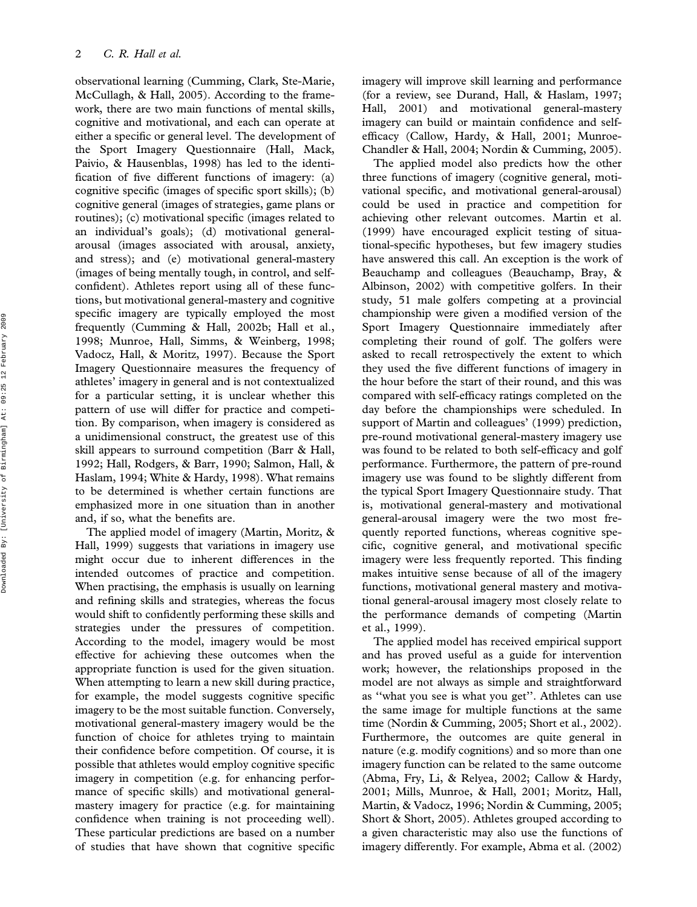observational learning (Cumming, Clark, Ste-Marie, McCullagh, & Hall, 2005). According to the framework, there are two main functions of mental skills, cognitive and motivational, and each can operate at either a specific or general level. The development of the Sport Imagery Questionnaire (Hall, Mack, Paivio, & Hausenblas, 1998) has led to the identification of five different functions of imagery: (a) cognitive specific (images of specific sport skills); (b) cognitive general (images of strategies, game plans or routines); (c) motivational specific (images related to an individual's goals); (d) motivational general-arousal (images associated with arousal, anxiety, and stress); and (e) motivational general-mastery (images of being mentally tough, in control, and self-confident). Athletes report using all of these functions, but motivational general-mastery and cognitive specific imagery are typically employed the most frequently (Cumming & Hall, 2002b; Hall et al., 1998; Munroe, Hall, Simms, & Weinberg, 1998; Vadocz, Hall, & Moritz, 1997). Because the Sport Imagery Questionnaire measures the frequency of athletes' imagery in general and is not contextualized for a particular setting, it is unclear whether this pattern of use will differ for practice and competition. By comparison, when imagery is considered as a unidimensional construct, the greatest use of this skill appears to surround competition (Barr & Hall, 1992; Hall, Rodgers, & Barr, 1990; Salmon, Hall, & Haslam, 1994; White & Hardy, 1998). What remains to be determined is whether certain functions are emphasized more in one situation than in another and, if so, what the benefits are.

The applied model of imagery (Martin, Moritz, & Hall, 1999) suggests that variations in imagery use might occur due to inherent differences in the intended outcomes of practice and competition. When practising, the emphasis is usually on learning and refining skills and strategies, whereas the focus would shift to confidently performing these skills and strategies under the pressures of competition. According to the model, imagery would be most effective for achieving these outcomes when the appropriate function is used for the given situation. When attempting to learn a new skill during practice, for example, the model suggests cognitive specific imagery to be the most suitable function. Conversely, motivational general-mastery imagery would be the function of choice for athletes trying to maintain their confidence before competition. Of course, it is possible that athletes would employ cognitive specific imagery in competition (e.g. for enhancing performance of specific skills) and motivational general-mastery imagery for practice (e.g. for maintaining confidence when training is not proceeding well). These particular predictions are based on a number of studies that have shown that cognitive specific imagery will improve skill learning and performance (for a review, see Durand, Hall, & Haslam, 1997; Hall, 2001) and motivational general-mastery imagery can build or maintain confidence and self-efficacy (Callow, Hardy, & Hall, 2001; Munroe-Chandler & Hall, 2004; Nordin & Cumming, 2005).

The applied model also predicts how the other three functions of imagery (cognitive general, motivational specific, and motivational general-arousal) could be used in practice and competition for achieving other relevant outcomes. Martin et al. (1999) have encouraged explicit testing of situational-specific hypotheses, but few imagery studies have answered this call. An exception is the work of Beauchamp and colleagues (Beauchamp, Bray, & Albinson, 2002) with competitive golfers. In their study, 51 male golfers competing at a provincial championship were given a modified version of the Sport Imagery Questionnaire immediately after completing their round of golf. The golfers were asked to recall retrospectively the extent to which they used the five different functions of imagery in the hour before the start of their round, and this was compared with self-efficacy ratings completed on the day before the championships were scheduled. In support of Martin and colleagues' (1999) prediction, pre-round motivational general-mastery imagery use was found to be related to both self-efficacy and golf performance. Furthermore, the pattern of pre-round imagery use was found to be slightly different from the typical Sport Imagery Questionnaire study. That is, motivational general-mastery and motivational general-arousal imagery were the two most frequently reported functions, whereas cognitive specific, cognitive general, and motivational specific imagery were less frequently reported. This finding makes intuitive sense because of all of the imagery functions, motivational general mastery and motivational general-arousal imagery most closely relate to the performance demands of competing (Martin et al., 1999).

The applied model has received empirical support and has proved useful as a guide for intervention work; however, the relationships proposed in the model are not always as simple and straightforward as "what you see is what you get". Athletes can use the same image for multiple functions at the same time (Nordin & Cumming, 2005; Short et al., 2002). Furthermore, the outcomes are quite general in nature (e.g. modify cognitions) and so more than one imagery function can be related to the same outcome (Abma, Fry, Li, & Relyea, 2002; Callow & Hardy, 2001; Mills, Munroe, & Hall, 2001; Moritz, Hall, Martin, & Vadocz, 1996; Nordin & Cumming, 2005; Short & Short, 2005). Athletes grouped according to a given characteristic may also use the functions of imagery differently. For example, Abma et al. (2002)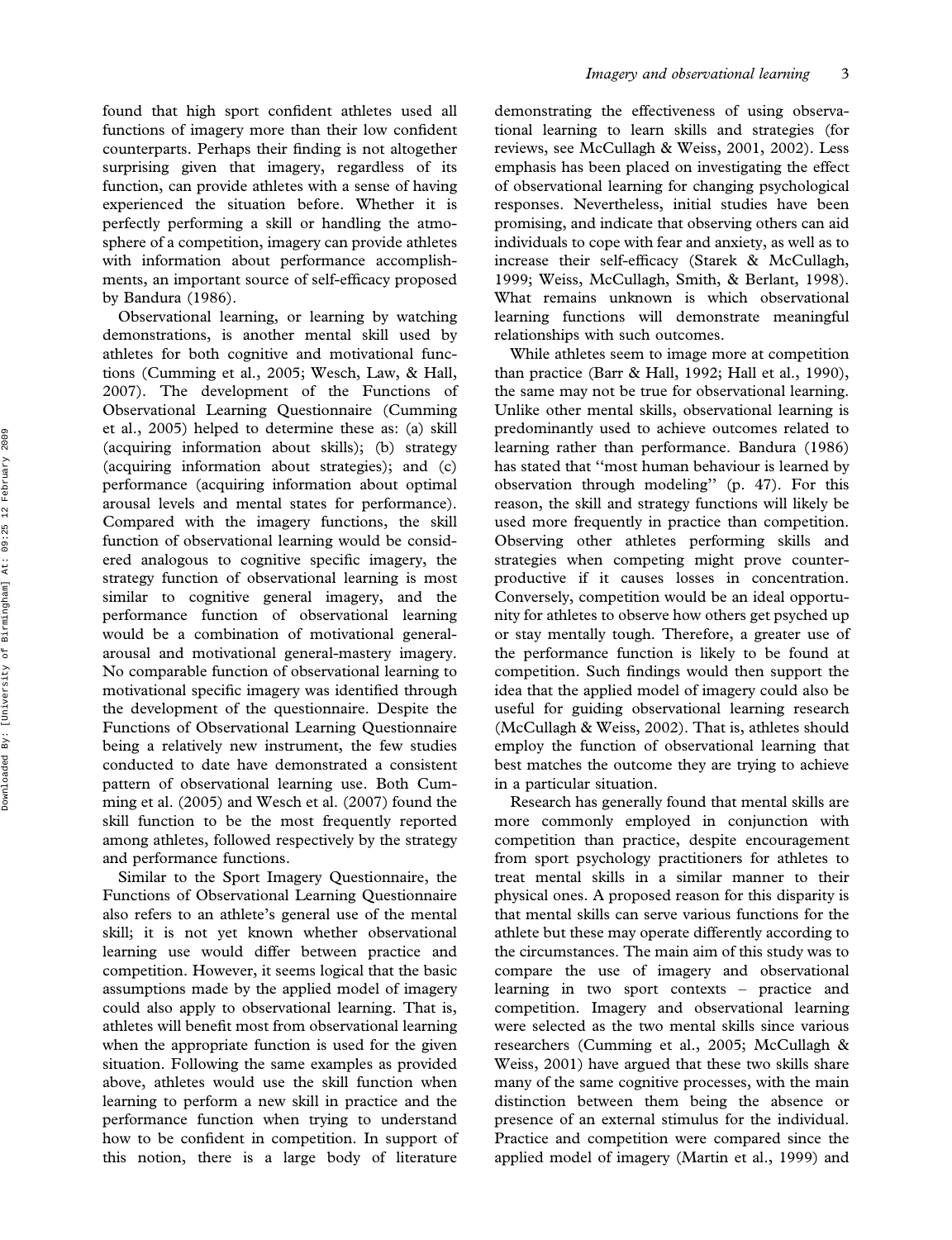found that high sport confident athletes used all functions of imagery more than their low confident counterparts. Perhaps their finding is not altogether surprising given that imagery, regardless of its function, can provide athletes with a sense of having experienced the situation before. Whether it is perfectly performing a skill or handling the atmosphere of a competition, imagery can provide athletes with information about performance accomplishments, an important source of self-efficacy proposed by Bandura (1986).

Observational learning, or learning by watching demonstrations, is another mental skill used by athletes for both cognitive and motivational functions (Cumming et al., 2005; Wesch, Law, & Hall, 2007). The development of the Functions of Observational Learning Questionnaire (Cumming et al., 2005) helped to determine these as: (a) skill (acquiring information about skills); (b) strategy (acquiring information about strategies); and (c) performance (acquiring information about optimal arousal levels and mental states for performance). Compared with the imagery functions, the skill function of observational learning would be considered analogous to cognitive specific imagery, the strategy function of observational learning is most similar to cognitive general imagery, and the performance function of observational learning would be a combination of motivational general-arousal and motivational general-mastery imagery. No comparable function of observational learning to motivational specific imagery was identified through the development of the questionnaire. Despite the Functions of Observational Learning Questionnaire being a relatively new instrument, the few studies conducted to date have demonstrated a consistent pattern of observational learning use. Both Cumming et al. (2005) and Wesch et al. (2007) found the skill function to be the most frequently reported among athletes, followed respectively by the strategy and performance functions.

Similar to the Sport Imagery Questionnaire, the Functions of Observational Learning Questionnaire also refers to an athlete's general use of the mental skill; it is not yet known whether observational learning use would differ between practice and competition. However, it seems logical that the basic assumptions made by the applied model of imagery could also apply to observational learning. That is, athletes will benefit most from observational learning when the appropriate function is used for the given situation. Following the same examples as provided above, athletes would use the skill function when learning to perform a new skill in practice and the performance function when trying to understand how to be confident in competition. In support of this notion, there is a large body of literature demonstrating the effectiveness of using observational learning to learn skills and strategies (for reviews, see McCullagh & Weiss, 2001, 2002). Less emphasis has been placed on investigating the effect of observational learning for changing psychological responses. Nevertheless, initial studies have been promising, and indicate that observing others can aid individuals to cope with fear and anxiety, as well as to increase their self-efficacy (Starek & McCullagh, 1999; Weiss, McCullagh, Smith, & Berlant, 1998). What remains unknown is which observational learning functions will demonstrate meaningful relationships with such outcomes.

While athletes seem to image more at competition than practice (Barr & Hall, 1992; Hall et al., 1990), the same may not be true for observational learning. Unlike other mental skills, observational learning is predominantly used to achieve outcomes related to learning rather than performance. Bandura (1986) has stated that "most human behaviour is learned by observation through modeling" (p. 47). For this reason, the skill and strategy functions will likely be used more frequently in practice than competition. Observing other athletes performing skills and strategies when competing might prove counterproductive if it causes losses in concentration. Conversely, competition would be an ideal opportunity for athletes to observe how others get psyched up or stay mentally tough. Therefore, a greater use of the performance function is likely to be found at competition. Such findings would then support the idea that the applied model of imagery could also be useful for guiding observational learning research (McCullagh & Weiss, 2002). That is, athletes should employ the function of observational learning that best matches the outcome they are trying to achieve in a particular situation.

Research has generally found that mental skills are more commonly employed in conjunction with competition than practice, despite encouragement from sport psychology practitioners for athletes to treat mental skills in a similar manner to their physical ones. A proposed reason for this disparity is that mental skills can serve various functions for the athlete but these may operate differently according to the circumstances. The main aim of this study was to compare the use of imagery and observational learning in two sport contexts – practice and competition. Imagery and observational learning were selected as the two mental skills since various researchers (Cumming et al., 2005; McCullagh & Weiss, 2001) have argued that these two skills share many of the same cognitive processes, with the main distinction between them being the absence or presence of an external stimulus for the individual. Practice and competition were compared since the applied model of imagery (Martin et al., 1999) and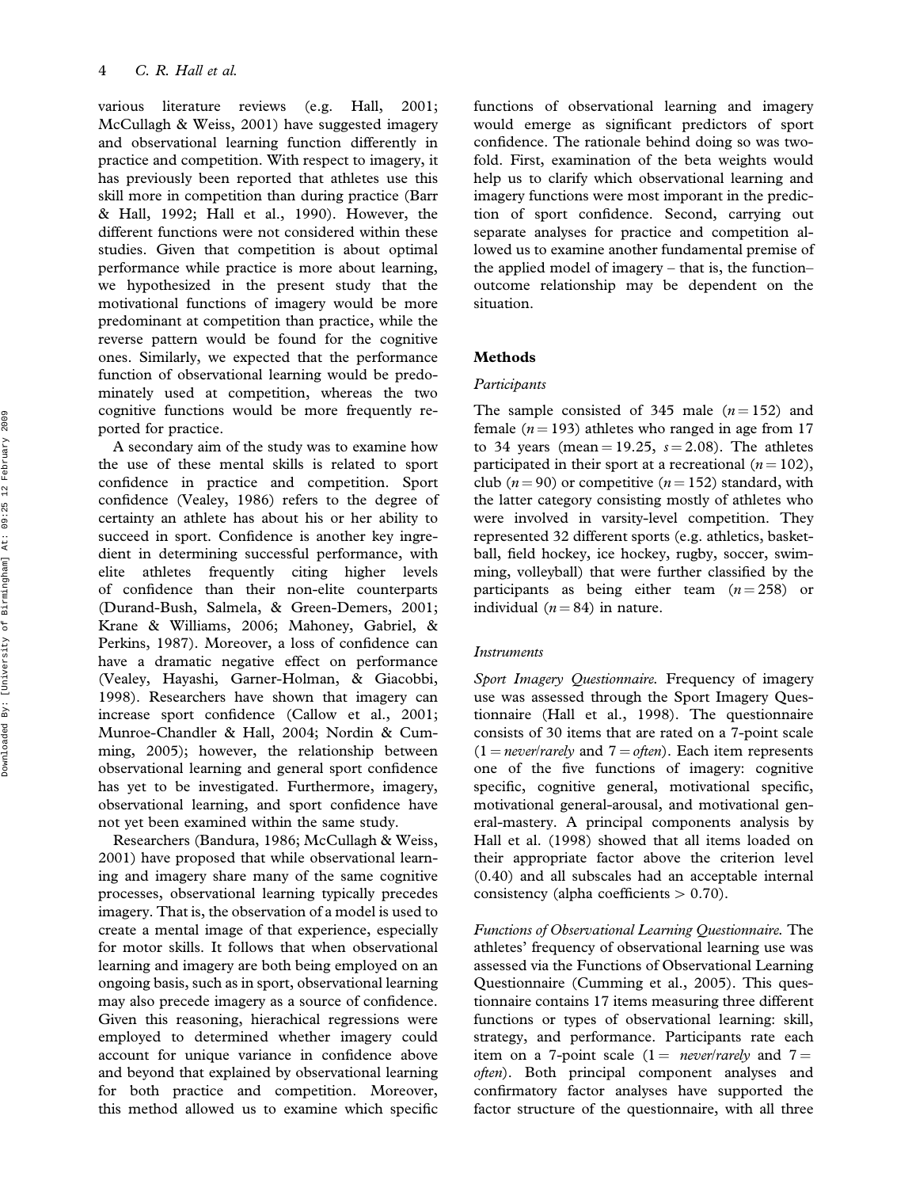various literature reviews (e.g. Hall, 2001; McCullagh & Weiss, 2001) have suggested imagery and observational learning function differently in practice and competition. With respect to imagery, it has previously been reported that athletes use this skill more in competition than during practice (Barr & Hall, 1992; Hall et al., 1990). However, the different functions were not considered within these studies. Given that competition is about optimal performance while practice is more about learning, we hypothesized in the present study that the motivational functions of imagery would be more predominant at competition than practice, while the reverse pattern would be found for the cognitive ones. Similarly, we expected that the performance function of observational learning would be predominately used at competition, whereas the two cognitive functions would be more frequently reported for practice.

A secondary aim of the study was to examine how the use of these mental skills is related to sport confidence in practice and competition. Sport confidence (Vealey, 1986) refers to the degree of certainty an athlete has about his or her ability to succeed in sport. Confidence is another key ingredient in determining successful performance, with elite athletes frequently citing higher levels of confidence than their non-elite counterparts (Durand-Bush, Salmela, & Green-Demers, 2001; Krane & Williams, 2006; Mahoney, Gabriel, & Perkins, 1987). Moreover, a loss of confidence can have a dramatic negative effect on performance (Vealey, Hayashi, Garner-Holman, & Giacobbi, 1998). Researchers have shown that imagery can increase sport confidence (Callow et al., 2001; Munroe-Chandler & Hall, 2004; Nordin & Cumming, 2005); however, the relationship between observational learning and general sport confidence has yet to be investigated. Furthermore, imagery, observational learning, and sport confidence have not yet been examined within the same study.

Researchers (Bandura, 1986; McCullagh & Weiss, 2001) have proposed that while observational learning and imagery share many of the same cognitive processes, observational learning typically precedes imagery. That is, the observation of a model is used to create a mental image of that experience, especially for motor skills. It follows that when observational learning and imagery are both being employed on an ongoing basis, such as in sport, observational learning may also precede imagery as a source of confidence. Given this reasoning, hierachical regressions were employed to determined whether imagery could account for unique variance in confidence above and beyond that explained by observational learning for both practice and competition. Moreover, this method allowed us to examine which specific functions of observational learning and imagery would emerge as significant predictors of sport confidence. The rationale behind doing so was two-fold. First, examination of the beta weights would help us to clarify which observational learning and imagery functions were most imporant in the prediction of sport confidence. Second, carrying out separate analyses for practice and competition allowed us to examine another fundamental premise of the applied model of imagery – that is, the function–outcome relationship may be dependent on the situation.

## Methods

### *Participants*

The sample consisted of 345 male ($n = 152$) and female ($n = 193$) athletes who ranged in age from 17 to 34 years (mean = 19.25, $s = 2.08$). The athletes participated in their sport at a recreational ($n = 102$), club ($n = 90$) or competitive ($n = 152$) standard, with the latter category consisting mostly of athletes who were involved in varsity-level competition. They represented 32 different sports (e.g. athletics, basketball, field hockey, ice hockey, rugby, soccer, swimming, volleyball) that were further classified by the participants as being either team ($n = 258$) or individual ($n = 84$) in nature.

### *Instruments*

*Sport Imagery Questionnaire.* Frequency of imagery use was assessed through the Sport Imagery Questionnaire (Hall et al., 1998). The questionnaire consists of 30 items that are rated on a 7-point scale (1 = *never/rarely* and 7 = *often*). Each item represents one of the five functions of imagery: cognitive specific, cognitive general, motivational specific, motivational general-arousal, and motivational general-mastery. A principal components analysis by Hall et al. (1998) showed that all items loaded on their appropriate factor above the criterion level (0.40) and all subscales had an acceptable internal consistency (alpha coefficients > 0.70).

*Functions of Observational Learning Questionnaire.* The athletes' frequency of observational learning use was assessed via the Functions of Observational Learning Questionnaire (Cumming et al., 2005). This questionnaire contains 17 items measuring three different functions or types of observational learning: skill, strategy, and performance. Participants rate each item on a 7-point scale (1 = *never/rarely* and 7 = *often*). Both principal component analyses and confirmatory factor analyses have supported the factor structure of the questionnaire, with all three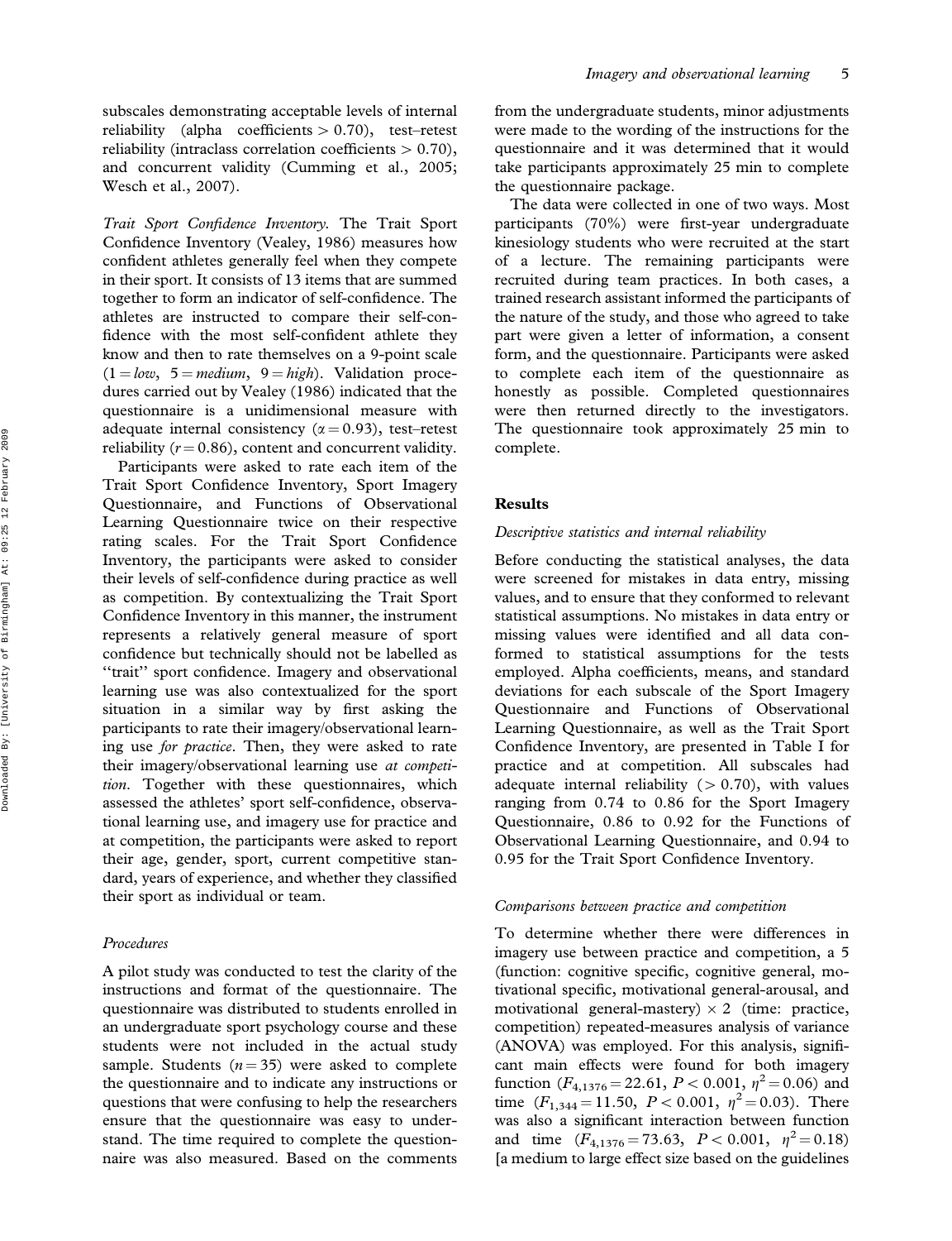subscales demonstrating acceptable levels of internal reliability (alpha coefficients > 0.70), test–retest reliability (intraclass correlation coefficients > 0.70), and concurrent validity (Cumming et al., 2005; Wesch et al., 2007).

*Trait Sport Confidence Inventory.* The Trait Sport Confidence Inventory (Vealey, 1986) measures how confident athletes generally feel when they compete in their sport. It consists of 13 items that are summed together to form an indicator of self-confidence. The athletes are instructed to compare their self-confidence with the most self-confident athlete they know and then to rate themselves on a 9-point scale (1 = *low*, 5 = *medium*, 9 = *high*). Validation procedures carried out by Vealey (1986) indicated that the questionnaire is a unidimensional measure with adequate internal consistency ($\alpha = 0.93$), test–retest reliability ($r = 0.86$), content and concurrent validity.

Participants were asked to rate each item of the Trait Sport Confidence Inventory, Sport Imagery Questionnaire, and Functions of Observational Learning Questionnaire twice on their respective rating scales. For the Trait Sport Confidence Inventory, the participants were asked to consider their levels of self-confidence during practice as well as competition. By contextualizing the Trait Sport Confidence Inventory in this manner, the instrument represents a relatively general measure of sport confidence but technically should not be labelled as "trait" sport confidence. Imagery and observational learning use was also contextualized for the sport situation in a similar way by first asking the participants to rate their imagery/observational learning use *for practice*. Then, they were asked to rate their imagery/observational learning use *at competition*. Together with these questionnaires, which assessed the athletes' sport self-confidence, observational learning use, and imagery use for practice and at competition, the participants were asked to report their age, gender, sport, current competitive standard, years of experience, and whether they classified their sport as individual or team.

### Procedures

A pilot study was conducted to test the clarity of the instructions and format of the questionnaire. The questionnaire was distributed to students enrolled in an undergraduate sport psychology course and these students were not included in the actual study sample. Students ($n = 35$) were asked to complete the questionnaire and to indicate any instructions or questions that were confusing to help the researchers ensure that the questionnaire was easy to understand. The time required to complete the questionnaire was also measured. Based on the comments from the undergraduate students, minor adjustments were made to the wording of the instructions for the questionnaire and it was determined that it would take participants approximately 25 min to complete the questionnaire package.

The data were collected in one of two ways. Most participants (70%) were first-year undergraduate kinesiology students who were recruited at the start of a lecture. The remaining participants were recruited during team practices. In both cases, a trained research assistant informed the participants of the nature of the study, and those who agreed to take part were given a letter of information, a consent form, and the questionnaire. Participants were asked to complete each item of the questionnaire as honestly as possible. Completed questionnaires were then returned directly to the investigators. The questionnaire took approximately 25 min to complete.

## Results

### Descriptive statistics and internal reliability

Before conducting the statistical analyses, the data were screened for mistakes in data entry, missing values, and to ensure that they conformed to relevant statistical assumptions. No mistakes in data entry or missing values were identified and all data conformed to statistical assumptions for the tests employed. Alpha coefficients, means, and standard deviations for each subscale of the Sport Imagery Questionnaire and Functions of Observational Learning Questionnaire, as well as the Trait Sport Confidence Inventory, are presented in Table I for practice and at competition. All subscales had adequate internal reliability (> 0.70), with values ranging from 0.74 to 0.86 for the Sport Imagery Questionnaire, 0.86 to 0.92 for the Functions of Observational Learning Questionnaire, and 0.94 to 0.95 for the Trait Sport Confidence Inventory.

### Comparisons between practice and competition

To determine whether there were differences in imagery use between practice and competition, a 5 (function: cognitive specific, cognitive general, motivational specific, motivational general-arousal, and motivational general-mastery) × 2 (time: practice, competition) repeated-measures analysis of variance (ANOVA) was employed. For this analysis, significant main effects were found for both imagery function ($F_{4,1376} = 22.61$, $P < 0.001$, $\eta^2 = 0.06$) and time ($F_{1,344} = 11.50$, $P < 0.001$, $\eta^2 = 0.03$). There was also a significant interaction between function and time ($F_{4,1376} = 73.63$, $P < 0.001$, $\eta^2 = 0.18$) [a medium to large effect size based on the guidelines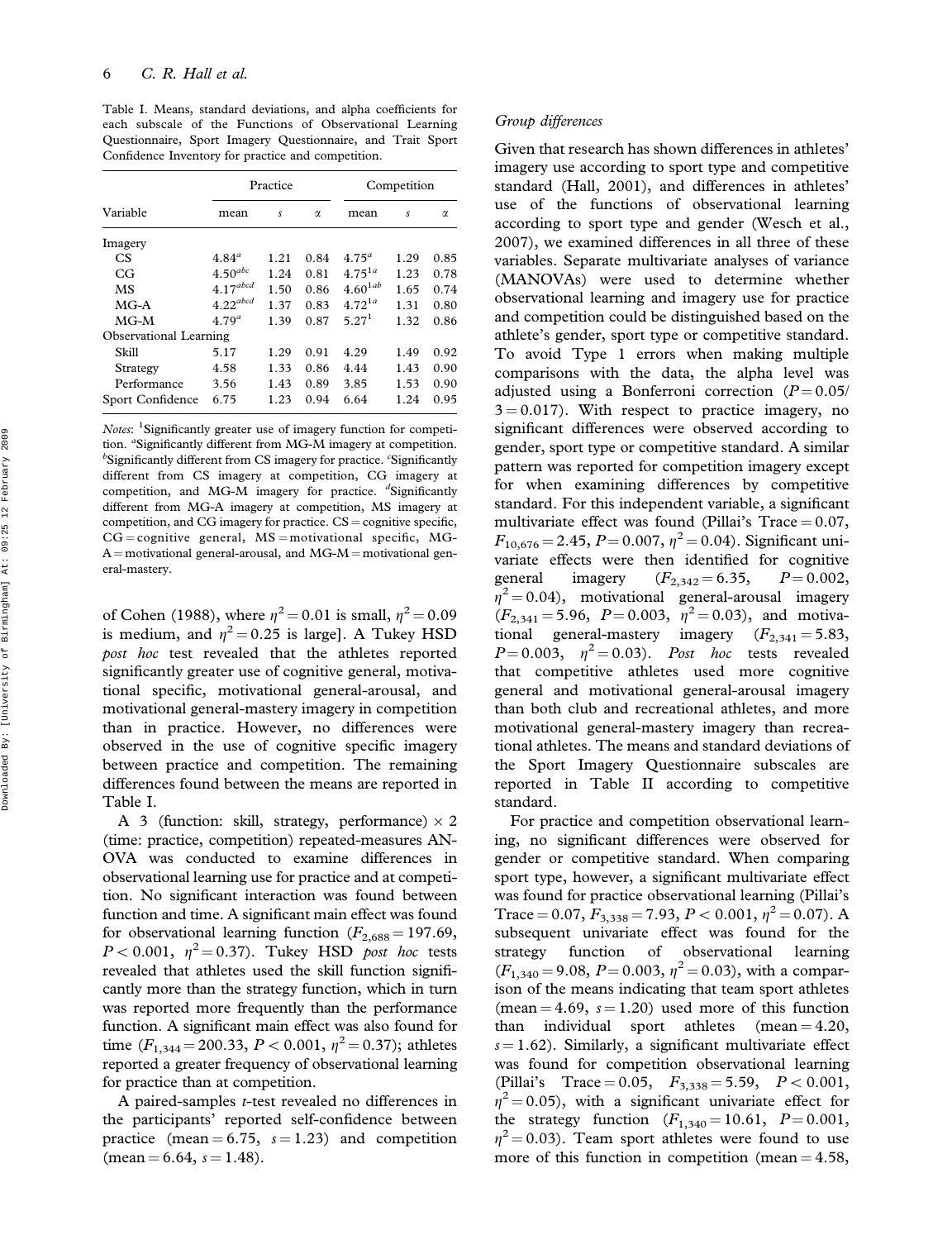Table I. Means, standard deviations, and alpha coefficients for each subscale of the Functions of Observational Learning Questionnaire, Sport Imagery Questionnaire, and Trait Sport Confidence Inventory for practice and competition.

| Variable | Practice | | | Competition | | |
|---|---|---|---|---|---|---|
| | mean | $s$ | $\alpha$ | mean | $s$ | $\alpha$ |
| Imagery | | | | | | |
| CS | $4.84^{a}$ | 1.21 | 0.84 | $4.75^{a}$ | 1.29 | 0.85 |
| CG | $4.50^{abc}$ | 1.24 | 0.81 | $4.75^{1a}$ | 1.23 | 0.78 |
| MS | $4.17^{abcd}$ | 1.50 | 0.86 | $4.60^{1ab}$ | 1.65 | 0.74 |
| MG-A | $4.22^{abcd}$ | 1.37 | 0.83 | $4.72^{1a}$ | 1.31 | 0.80 |
| MG-M | $4.79^{a}$ | 1.39 | 0.87 | $5.27^{1}$ | 1.32 | 0.86 |
| Observational Learning | | | | | | |
| Skill | 5.17 | 1.29 | 0.91 | 4.29 | 1.49 | 0.92 |
| Strategy | 4.58 | 1.33 | 0.86 | 4.44 | 1.43 | 0.90 |
| Performance | 3.56 | 1.43 | 0.89 | 3.85 | 1.53 | 0.90 |
| Sport Confidence | 6.75 | 1.23 | 0.94 | 6.64 | 1.24 | 0.95 |

*Notes*: [1]Significantly greater use of imagery function for competition. [a]Significantly different from MG-M imagery at competition. [b]Significantly different from CS imagery for practice. [c]Significantly different from CS imagery at competition, CG imagery at competition, and MG-M imagery for practice. [d]Significantly different from MG-A imagery at competition, MS imagery at competition, and CG imagery for practice. CS = cognitive specific, CG = cognitive general, MS = motivational specific, MG-A = motivational general-arousal, and MG-M = motivational general-mastery.

of Cohen (1988), where $\eta^2 = 0.01$ is small, $\eta^2 = 0.09$ is medium, and $\eta^2 = 0.25$ is large]. A Tukey HSD *post hoc* test revealed that the athletes reported significantly greater use of cognitive general, motivational specific, motivational general-arousal, and motivational general-mastery imagery in competition than in practice. However, no differences were observed in the use of cognitive specific imagery between practice and competition. The remaining differences found between the means are reported in Table I.

A 3 (function: skill, strategy, performance) × 2 (time: practice, competition) repeated-measures ANOVA was conducted to examine differences in observational learning use for practice and at competition. No significant interaction was found between function and time. A significant main effect was found for observational learning function ($F_{2,688} = 197.69$, $P < 0.001$, $\eta^2 = 0.37$). Tukey HSD *post hoc* tests revealed that athletes used the skill function significantly more than the strategy function, which in turn was reported more frequently than the performance function. A significant main effect was also found for time ($F_{1,344} = 200.33$, $P < 0.001$, $\eta^2 = 0.37$); athletes reported a greater frequency of observational learning for practice than at competition.

A paired-samples *t*-test revealed no differences in the participants' reported self-confidence between practice (mean = 6.75, $s = 1.23$) and competition (mean = 6.64, $s = 1.48$).

### *Group differences*

Given that research has shown differences in athletes' imagery use according to sport type and competitive standard (Hall, 2001), and differences in athletes' use of the functions of observational learning according to sport type and gender (Wesch et al., 2007), we examined differences in all three of these variables. Separate multivariate analyses of variance (MANOVAs) were used to determine whether observational learning and imagery use for practice and competition could be distinguished based on the athlete's gender, sport type or competitive standard. To avoid Type 1 errors when making multiple comparisons with the data, the alpha level was adjusted using a Bonferroni correction ($P = 0.05/3 = 0.017$). With respect to practice imagery, no significant differences were observed according to gender, sport type or competitive standard. A similar pattern was reported for competition imagery except for when examining differences by competitive standard. For this independent variable, a significant multivariate effect was found (Pillai's Trace = 0.07, $F_{10,676} = 2.45$, $P = 0.007$, $\eta^2 = 0.04$). Significant univariate effects were then identified for cognitive general imagery ($F_{2,342} = 6.35$, $P = 0.002$, $\eta^2 = 0.04$), motivational general-arousal imagery ($F_{2,341} = 5.96$, $P = 0.003$, $\eta^2 = 0.03$), and motivational general-mastery imagery ($F_{2,341} = 5.83$, $P = 0.003$, $\eta^2 = 0.03$). *Post hoc* tests revealed that competitive athletes used more cognitive general and motivational general-arousal imagery than both club and recreational athletes, and more motivational general-mastery imagery than recreational athletes. The means and standard deviations of the Sport Imagery Questionnaire subscales are reported in Table II according to competitive standard.

For practice and competition observational learning, no significant differences were observed for gender or competitive standard. When comparing sport type, however, a significant multivariate effect was found for practice observational learning (Pillai's Trace = 0.07, $F_{3,338} = 7.93$, $P < 0.001$, $\eta^2 = 0.07$). A subsequent univariate effect was found for the strategy function of observational learning ($F_{1,340} = 9.08$, $P = 0.003$, $\eta^2 = 0.03$), with a comparison of the means indicating that team sport athletes (mean = 4.69, $s = 1.20$) used more of this function than individual sport athletes (mean = 4.20, $s = 1.62$). Similarly, a significant multivariate effect was found for competition observational learning (Pillai's Trace = 0.05, $F_{3,338} = 5.59$, $P < 0.001$, $\eta^2 = 0.05$), with a significant univariate effect for the strategy function ($F_{1,340} = 10.61$, $P = 0.001$, $\eta^2 = 0.03$). Team sport athletes were found to use more of this function in competition (mean = 4.58,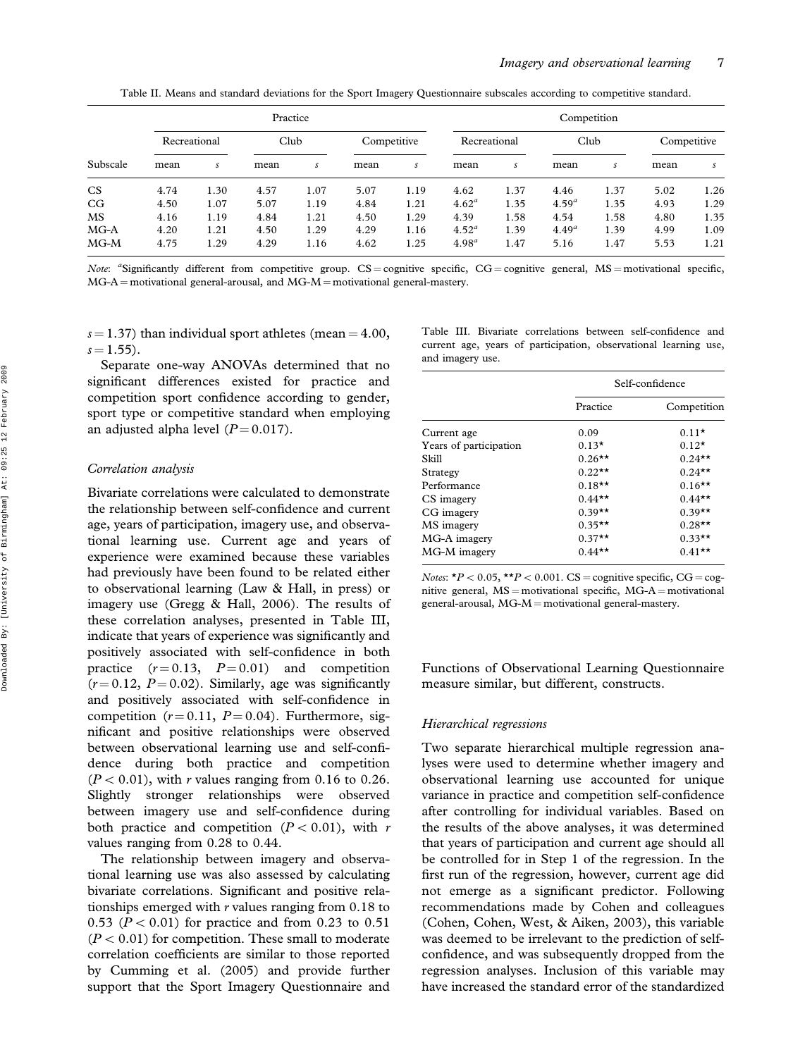Table II. Means and standard deviations for the Sport Imagery Questionnaire subscales according to competitive standard.

| | Practice | | | | | | Competition | | | | | |
|---|---|---|---|---|---|---|---|---|---|---|---|---|
| | Recreational | | Club | | Competitive | | Recreational | | Club | | Competitive | |
| Subscale | mean | *s* | mean | *s* | mean | *s* | mean | *s* | mean | *s* | mean | *s* |
| CS | 4.74 | 1.30 | 4.57 | 1.07 | 5.07 | 1.19 | 4.62 | 1.37 | 4.46 | 1.37 | 5.02 | 1.26 |
| CG | 4.50 | 1.07 | 5.07 | 1.19 | 4.84 | 1.21 | 4.62[a] | 1.35 | 4.59[a] | 1.35 | 4.93 | 1.29 |
| MS | 4.16 | 1.19 | 4.84 | 1.21 | 4.50 | 1.29 | 4.39 | 1.58 | 4.54 | 1.58 | 4.80 | 1.35 |
| MG-A | 4.20 | 1.21 | 4.50 | 1.29 | 4.29 | 1.16 | 4.52[a] | 1.39 | 4.49[a] | 1.39 | 4.99 | 1.09 |
| MG-M | 4.75 | 1.29 | 4.29 | 1.16 | 4.62 | 1.25 | 4.98[a] | 1.47 | 5.16 | 1.47 | 5.53 | 1.21 |

*Note*: [a]Significantly different from competitive group. CS = cognitive specific, CG = cognitive general, MS = motivational specific, MG-A = motivational general-arousal, and MG-M = motivational general-mastery.

$s = 1.37$) than individual sport athletes (mean = 4.00, $s = 1.55$).

Separate one-way ANOVAs determined that no significant differences existed for practice and competition sport confidence according to gender, sport type or competitive standard when employing an adjusted alpha level ($P = 0.017$).

### *Correlation analysis*

Bivariate correlations were calculated to demonstrate the relationship between self-confidence and current age, years of participation, imagery use, and observational learning use. Current age and years of experience were examined because these variables had previously have been found to be related either to observational learning (Law & Hall, in press) or imagery use (Gregg & Hall, 2006). The results of these correlation analyses, presented in Table III, indicate that years of experience was significantly and positively associated with self-confidence in both practice ($r = 0.13$, $P = 0.01$) and competition ($r = 0.12$, $P = 0.02$). Similarly, age was significantly and positively associated with self-confidence in competition ($r = 0.11$, $P = 0.04$). Furthermore, significant and positive relationships were observed between observational learning use and self-confidence during both practice and competition ($P < 0.01$), with *r* values ranging from 0.16 to 0.26. Slightly stronger relationships were observed between imagery use and self-confidence during both practice and competition ($P < 0.01$), with *r* values ranging from 0.28 to 0.44.

The relationship between imagery and observational learning use was also assessed by calculating bivariate correlations. Significant and positive relationships emerged with *r* values ranging from 0.18 to 0.53 ($P < 0.01$) for practice and from 0.23 to 0.51 ($P < 0.01$) for competition. These small to moderate correlation coefficients are similar to those reported by Cumming et al. (2005) and provide further support that the Sport Imagery Questionnaire and Functions of Observational Learning Questionnaire measure similar, but different, constructs.

Table III. Bivariate correlations between self-confidence and current age, years of participation, observational learning use, and imagery use.

| | Self-confidence | |
|---|---|---|
| | Practice | Competition |
| Current age | 0.09 | 0.11* |
| Years of participation | 0.13* | 0.12* |
| Skill | 0.26** | 0.24** |
| Strategy | 0.22** | 0.24** |
| Performance | 0.18** | 0.16** |
| CS imagery | 0.44** | 0.44** |
| CG imagery | 0.39** | 0.39** |
| MS imagery | 0.35** | 0.28** |
| MG-A imagery | 0.37** | 0.33** |
| MG-M imagery | 0.44** | 0.41** |

*Notes*: *$P < 0.05$, **$P < 0.001$. CS = cognitive specific, CG = cognitive general, MS = motivational specific, MG-A = motivational general-arousal, MG-M = motivational general-mastery.

### *Hierarchical regressions*

Two separate hierarchical multiple regression analyses were used to determine whether imagery and observational learning use accounted for unique variance in practice and competition self-confidence after controlling for individual variables. Based on the results of the above analyses, it was determined that years of participation and current age should all be controlled for in Step 1 of the regression. In the first run of the regression, however, current age did not emerge as a significant predictor. Following recommendations made by Cohen and colleagues (Cohen, Cohen, West, & Aiken, 2003), this variable was deemed to be irrelevant to the prediction of self-confidence, and was subsequently dropped from the regression analyses. Inclusion of this variable may have increased the standard error of the standardized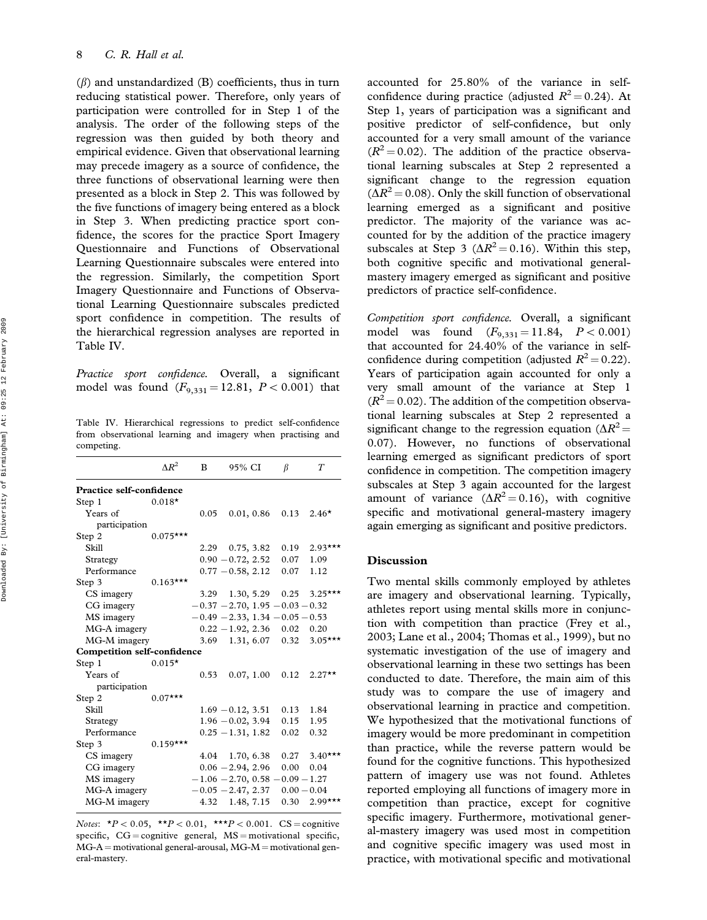($\beta$) and unstandardized (B) coefficients, thus in turn reducing statistical power. Therefore, only years of participation were controlled for in Step 1 of the analysis. The order of the following steps of the regression was then guided by both theory and empirical evidence. Given that observational learning may precede imagery as a source of confidence, the three functions of observational learning were then presented as a block in Step 2. This was followed by the five functions of imagery being entered as a block in Step 3. When predicting practice sport confidence, the scores for the practice Sport Imagery Questionnaire and Functions of Observational Learning Questionnaire subscales were entered into the regression. Similarly, the competition Sport Imagery Questionnaire and Functions of Observational Learning Questionnaire subscales predicted sport confidence in competition. The results of the hierarchical regression analyses are reported in Table IV.

*Practice sport confidence.* Overall, a significant model was found ($F_{9,331} = 12.81$, $P < 0.001$) that accounted for 25.80% of the variance in self-confidence during practice (adjusted $R^2 = 0.24$). At Step 1, years of participation was a significant and positive predictor of self-confidence, but only accounted for a very small amount of the variance ($R^2 = 0.02$). The addition of the practice observational learning subscales at Step 2 represented a significant change to the regression equation ($\Delta R^2 = 0.08$). Only the skill function of observational learning emerged as a significant and positive predictor. The majority of the variance was accounted for by the addition of the practice imagery subscales at Step 3 ($\Delta R^2 = 0.16$). Within this step, both cognitive specific and motivational general-mastery imagery emerged as significant and positive predictors of practice self-confidence.

Table IV. Hierarchical regressions to predict self-confidence from observational learning and imagery when practising and competing.

| | $\Delta R^2$ | B | 95% CI | $\beta$ | $T$ |
|---|---|---|---|---|---|
| **Practice self-confidence** | | | | | |
| Step 1 | 0.018* | | | | |
| Years of participation | | 0.05 | 0.01, 0.86 | 0.13 | 2.46* |
| Step 2 | 0.075*** | | | | |
| Skill | | 2.29 | 0.75, 3.82 | 0.19 | 2.93*** |
| Strategy | | 0.90 | −0.72, 2.52 | 0.07 | 1.09 |
| Performance | | 0.77 | −0.58, 2.12 | 0.07 | 1.12 |
| Step 3 | 0.163*** | | | | |
| CS imagery | | 3.29 | 1.30, 5.29 | 0.25 | 3.25*** |
| CG imagery | | −0.37 | −2.70, 1.95 | −0.03 | −0.32 |
| MS imagery | | −0.49 | −2.33, 1.34 | −0.05 | −0.53 |
| MG-A imagery | | 0.22 | −1.92, 2.36 | 0.02 | 0.20 |
| MG-M imagery | | 3.69 | 1.31, 6.07 | 0.32 | 3.05*** |
| **Competition self-confidence** | | | | | |
| Step 1 | 0.015* | | | | |
| Years of participation | | 0.53 | 0.07, 1.00 | 0.12 | 2.27** |
| Step 2 | 0.07*** | | | | |
| Skill | | 1.69 | −0.12, 3.51 | 0.13 | 1.84 |
| Strategy | | 1.96 | −0.02, 3.94 | 0.15 | 1.95 |
| Performance | | 0.25 | −1.31, 1.82 | 0.02 | 0.32 |
| Step 3 | 0.159*** | | | | |
| CS imagery | | 4.04 | 1.70, 6.38 | 0.27 | 3.40*** |
| CG imagery | | 0.06 | −2.94, 2.96 | 0.00 | 0.04 |
| MS imagery | | −1.06 | −2.70, 0.58 | −0.09 | −1.27 |
| MG-A imagery | | −0.05 | −2.47, 2.37 | 0.00 | −0.04 |
| MG-M imagery | | 4.32 | 1.48, 7.15 | 0.30 | 2.99*** |

*Notes*: *$P < 0.05$, **$P < 0.01$, ***$P < 0.001$. CS = cognitive specific, CG = cognitive general, MS = motivational specific, MG-A = motivational general-arousal, MG-M = motivational general-mastery.

*Competition sport confidence.* Overall, a significant model was found ($F_{9,331} = 11.84$, $P < 0.001$) that accounted for 24.40% of the variance in self-confidence during competition (adjusted $R^2 = 0.22$). Years of participation again accounted for only a very small amount of the variance at Step 1 ($R^2 = 0.02$). The addition of the competition observational learning subscales at Step 2 represented a significant change to the regression equation ($\Delta R^2 = 0.07$). However, no functions of observational learning emerged as significant predictors of sport confidence in competition. The competition imagery subscales at Step 3 again accounted for the largest amount of variance ($\Delta R^2 = 0.16$), with cognitive specific and motivational general-mastery imagery again emerging as significant and positive predictors.

## Discussion

Two mental skills commonly employed by athletes are imagery and observational learning. Typically, athletes report using mental skills more in conjunction with competition than practice (Frey et al., 2003; Lane et al., 2004; Thomas et al., 1999), but no systematic investigation of the use of imagery and observational learning in these two settings has been conducted to date. Therefore, the main aim of this study was to compare the use of imagery and observational learning in practice and competition. We hypothesized that the motivational functions of imagery would be more predominant in competition than practice, while the reverse pattern would be found for the cognitive functions. This hypothesized pattern of imagery use was not found. Athletes reported employing all functions of imagery more in competition than practice, except for cognitive specific imagery. Furthermore, motivational general-mastery imagery was used most in competition and cognitive specific imagery was used most in practice, with motivational specific and motivational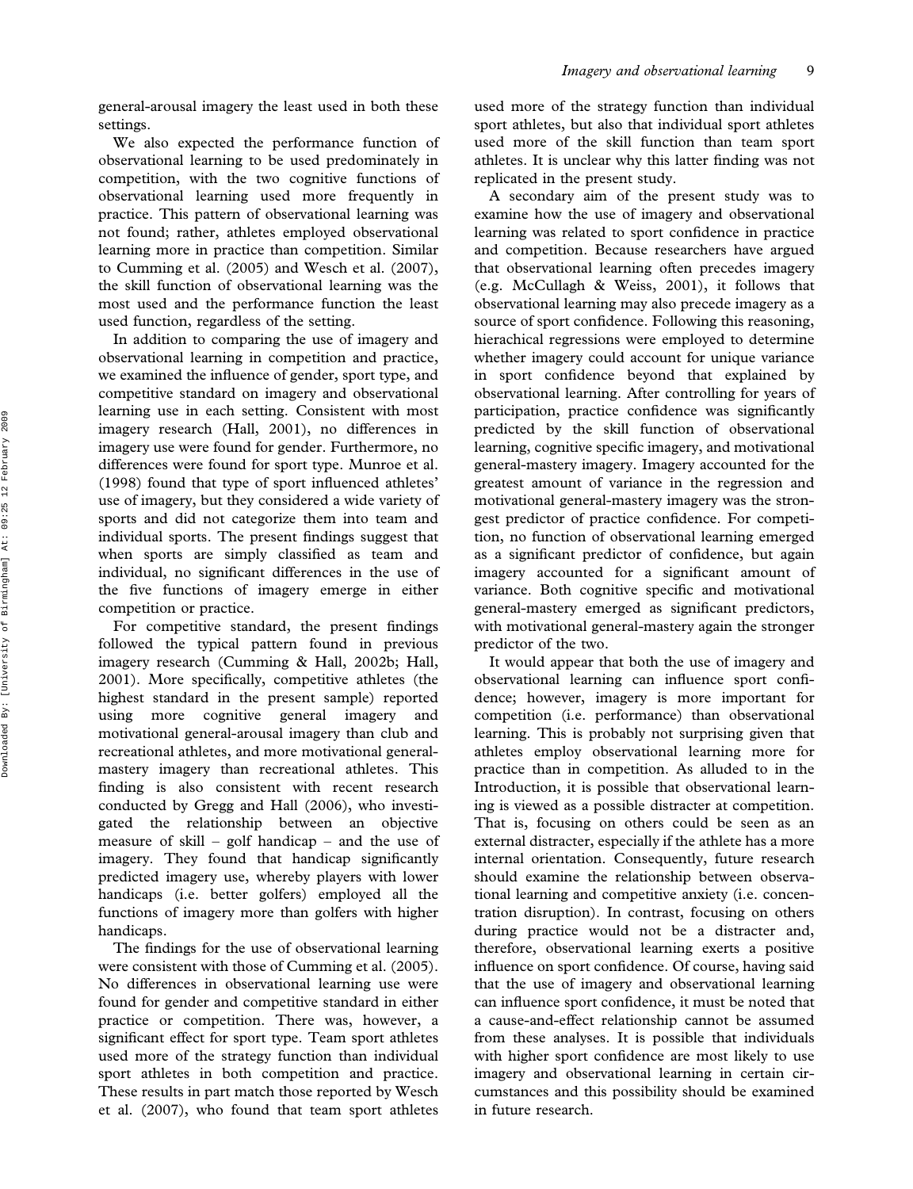general-arousal imagery the least used in both these settings.

We also expected the performance function of observational learning to be used predominately in competition, with the two cognitive functions of observational learning used more frequently in practice. This pattern of observational learning was not found; rather, athletes employed observational learning more in practice than competition. Similar to Cumming et al. (2005) and Wesch et al. (2007), the skill function of observational learning was the most used and the performance function the least used function, regardless of the setting.

In addition to comparing the use of imagery and observational learning in competition and practice, we examined the influence of gender, sport type, and competitive standard on imagery and observational learning use in each setting. Consistent with most imagery research (Hall, 2001), no differences in imagery use were found for gender. Furthermore, no differences were found for sport type. Munroe et al. (1998) found that type of sport influenced athletes' use of imagery, but they considered a wide variety of sports and did not categorize them into team and individual sports. The present findings suggest that when sports are simply classified as team and individual, no significant differences in the use of the five functions of imagery emerge in either competition or practice.

For competitive standard, the present findings followed the typical pattern found in previous imagery research (Cumming & Hall, 2002b; Hall, 2001). More specifically, competitive athletes (the highest standard in the present sample) reported using more cognitive general imagery and motivational general-arousal imagery than club and recreational athletes, and more motivational general-mastery imagery than recreational athletes. This finding is also consistent with recent research conducted by Gregg and Hall (2006), who investigated the relationship between an objective measure of skill – golf handicap – and the use of imagery. They found that handicap significantly predicted imagery use, whereby players with lower handicaps (i.e. better golfers) employed all the functions of imagery more than golfers with higher handicaps.

The findings for the use of observational learning were consistent with those of Cumming et al. (2005). No differences in observational learning use were found for gender and competitive standard in either practice or competition. There was, however, a significant effect for sport type. Team sport athletes used more of the strategy function than individual sport athletes in both competition and practice. These results in part match those reported by Wesch et al. (2007), who found that team sport athletes used more of the strategy function than individual sport athletes, but also that individual sport athletes used more of the skill function than team sport athletes. It is unclear why this latter finding was not replicated in the present study.

A secondary aim of the present study was to examine how the use of imagery and observational learning was related to sport confidence in practice and competition. Because researchers have argued that observational learning often precedes imagery (e.g. McCullagh & Weiss, 2001), it follows that observational learning may also precede imagery as a source of sport confidence. Following this reasoning, hierachical regressions were employed to determine whether imagery could account for unique variance in sport confidence beyond that explained by observational learning. After controlling for years of participation, practice confidence was significantly predicted by the skill function of observational learning, cognitive specific imagery, and motivational general-mastery imagery. Imagery accounted for the greatest amount of variance in the regression and motivational general-mastery imagery was the strongest predictor of practice confidence. For competition, no function of observational learning emerged as a significant predictor of confidence, but again imagery accounted for a significant amount of variance. Both cognitive specific and motivational general-mastery emerged as significant predictors, with motivational general-mastery again the stronger predictor of the two.

It would appear that both the use of imagery and observational learning can influence sport confidence; however, imagery is more important for competition (i.e. performance) than observational learning. This is probably not surprising given that athletes employ observational learning more for practice than in competition. As alluded to in the Introduction, it is possible that observational learning is viewed as a possible distracter at competition. That is, focusing on others could be seen as an external distracter, especially if the athlete has a more internal orientation. Consequently, future research should examine the relationship between observational learning and competitive anxiety (i.e. concentration disruption). In contrast, focusing on others during practice would not be a distracter and, therefore, observational learning exerts a positive influence on sport confidence. Of course, having said that the use of imagery and observational learning can influence sport confidence, it must be noted that a cause-and-effect relationship cannot be assumed from these analyses. It is possible that individuals with higher sport confidence are most likely to use imagery and observational learning in certain circumstances and this possibility should be examined in future research.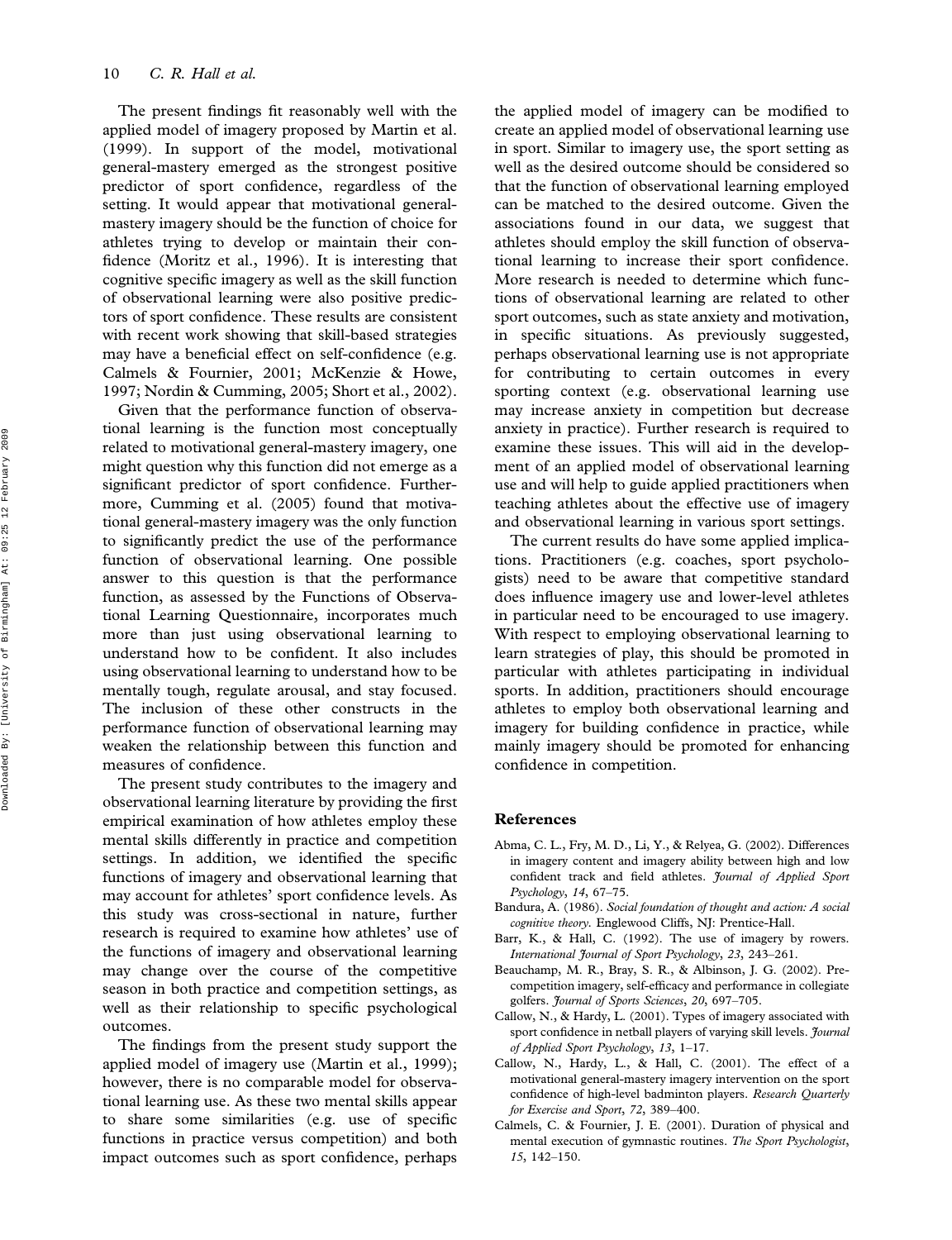The present findings fit reasonably well with the applied model of imagery proposed by Martin et al. (1999). In support of the model, motivational general-mastery emerged as the strongest positive predictor of sport confidence, regardless of the setting. It would appear that motivational general-mastery imagery should be the function of choice for athletes trying to develop or maintain their confidence (Moritz et al., 1996). It is interesting that cognitive specific imagery as well as the skill function of observational learning were also positive predictors of sport confidence. These results are consistent with recent work showing that skill-based strategies may have a beneficial effect on self-confidence (e.g. Calmels & Fournier, 2001; McKenzie & Howe, 1997; Nordin & Cumming, 2005; Short et al., 2002).

Given that the performance function of observational learning is the function most conceptually related to motivational general-mastery imagery, one might question why this function did not emerge as a significant predictor of sport confidence. Furthermore, Cumming et al. (2005) found that motivational general-mastery imagery was the only function to significantly predict the use of the performance function of observational learning. One possible answer to this question is that the performance function, as assessed by the Functions of Observational Learning Questionnaire, incorporates much more than just using observational learning to understand how to be confident. It also includes using observational learning to understand how to be mentally tough, regulate arousal, and stay focused. The inclusion of these other constructs in the performance function of observational learning may weaken the relationship between this function and measures of confidence.

The present study contributes to the imagery and observational learning literature by providing the first empirical examination of how athletes employ these mental skills differently in practice and competition settings. In addition, we identified the specific functions of imagery and observational learning that may account for athletes' sport confidence levels. As this study was cross-sectional in nature, further research is required to examine how athletes' use of the functions of imagery and observational learning may change over the course of the competitive season in both practice and competition settings, as well as their relationship to specific psychological outcomes.

The findings from the present study support the applied model of imagery use (Martin et al., 1999); however, there is no comparable model for observational learning use. As these two mental skills appear to share some similarities (e.g. use of specific functions in practice versus competition) and both impact outcomes such as sport confidence, perhaps the applied model of imagery can be modified to create an applied model of observational learning use in sport. Similar to imagery use, the sport setting as well as the desired outcome should be considered so that the function of observational learning employed can be matched to the desired outcome. Given the associations found in our data, we suggest that athletes should employ the skill function of observational learning to increase their sport confidence. More research is needed to determine which functions of observational learning are related to other sport outcomes, such as state anxiety and motivation, in specific situations. As previously suggested, perhaps observational learning use is not appropriate for contributing to certain outcomes in every sporting context (e.g. observational learning use may increase anxiety in competition but decrease anxiety in practice). Further research is required to examine these issues. This will aid in the development of an applied model of observational learning use and will help to guide applied practitioners when teaching athletes about the effective use of imagery and observational learning in various sport settings.

The current results do have some applied implications. Practitioners (e.g. coaches, sport psychologists) need to be aware that competitive standard does influence imagery use and lower-level athletes in particular need to be encouraged to use imagery. With respect to employing observational learning to learn strategies of play, this should be promoted in particular with athletes participating in individual sports. In addition, practitioners should encourage athletes to employ both observational learning and imagery for building confidence in practice, while mainly imagery should be promoted for enhancing confidence in competition.

## References

Abma, C. L., Fry, M. D., Li, Y., & Relyea, G. (2002). Differences in imagery content and imagery ability between high and low confident track and field athletes. *Journal of Applied Sport Psychology*, *14*, 67–75.

Bandura, A. (1986). *Social foundation of thought and action: A social cognitive theory*. Englewood Cliffs, NJ: Prentice-Hall.

Barr, K., & Hall, C. (1992). The use of imagery by rowers. *International Journal of Sport Psychology*, *23*, 243–261.

Beauchamp, M. R., Bray, S. R., & Albinson, J. G. (2002). Pre-competition imagery, self-efficacy and performance in collegiate golfers. *Journal of Sports Sciences*, *20*, 697–705.

Callow, N., & Hardy, L. (2001). Types of imagery associated with sport confidence in netball players of varying skill levels. *Journal of Applied Sport Psychology*, *13*, 1–17.

Callow, N., Hardy, L., & Hall, C. (2001). The effect of a motivational general-mastery imagery intervention on the sport confidence of high-level badminton players. *Research Quarterly for Exercise and Sport*, *72*, 389–400.

Calmels, C. & Fournier, J. E. (2001). Duration of physical and mental execution of gymnastic routines. *The Sport Psychologist*, *15*, 142–150.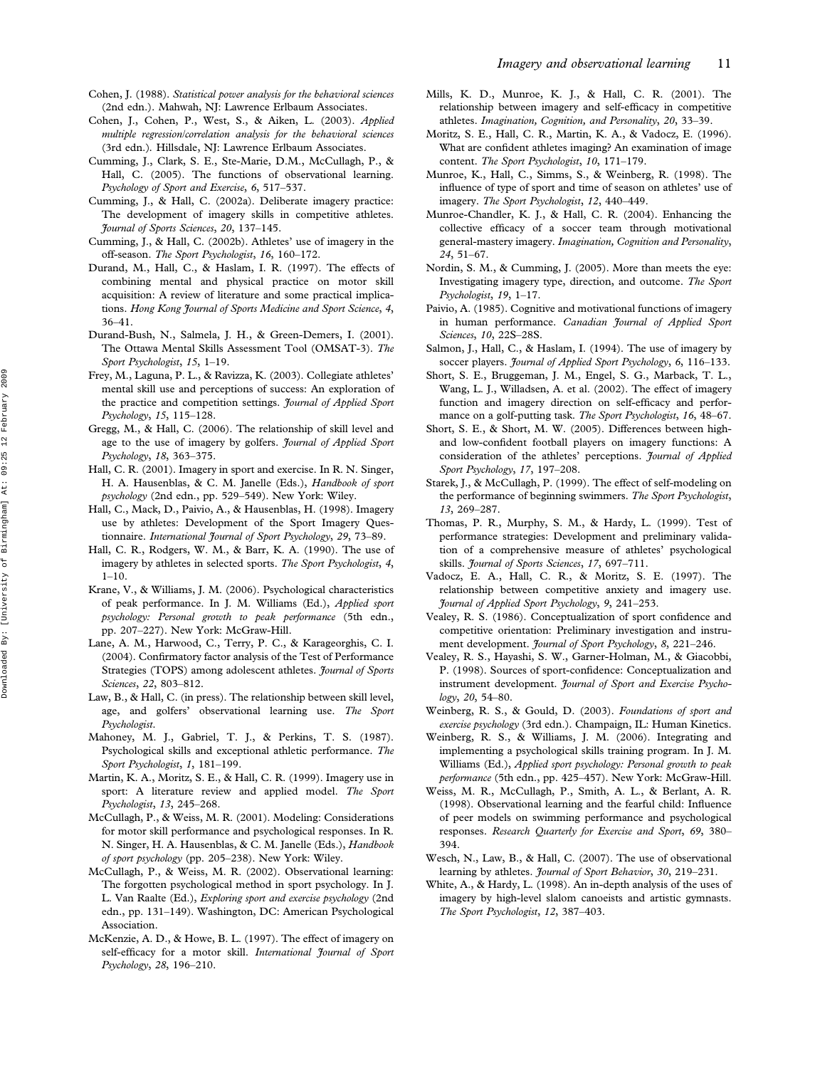Cohen, J. (1988). *Statistical power analysis for the behavioral sciences* (2nd edn.). Mahwah, NJ: Lawrence Erlbaum Associates.

Cohen, J., Cohen, P., West, S., & Aiken, L. (2003). *Applied multiple regression/correlation analysis for the behavioral sciences* (3rd edn.). Hillsdale, NJ: Lawrence Erlbaum Associates.

Cumming, J., Clark, S. E., Ste-Marie, D.M., McCullagh, P., & Hall, C. (2005). The functions of observational learning. *Psychology of Sport and Exercise*, *6*, 517–537.

Cumming, J., & Hall, C. (2002a). Deliberate imagery practice: The development of imagery skills in competitive athletes. *Journal of Sports Sciences*, *20*, 137–145.

Cumming, J., & Hall, C. (2002b). Athletes' use of imagery in the off-season. *The Sport Psychologist*, *16*, 160–172.

Durand, M., Hall, C., & Haslam, I. R. (1997). The effects of combining mental and physical practice on motor skill acquisition: A review of literature and some practical implications. *Hong Kong Journal of Sports Medicine and Sport Science*, *4*, 36–41.

Durand-Bush, N., Salmela, J. H., & Green-Demers, I. (2001). The Ottawa Mental Skills Assessment Tool (OMSAT-3). *The Sport Psychologist*, *15*, 1–19.

Frey, M., Laguna, P. L., & Ravizza, K. (2003). Collegiate athletes' mental skill use and perceptions of success: An exploration of the practice and competition settings. *Journal of Applied Sport Psychology*, *15*, 115–128.

Gregg, M., & Hall, C. (2006). The relationship of skill level and age to the use of imagery by golfers. *Journal of Applied Sport Psychology*, *18*, 363–375.

Hall, C. R. (2001). Imagery in sport and exercise. In R. N. Singer, H. A. Hausenblas, & C. M. Janelle (Eds.), *Handbook of sport psychology* (2nd edn., pp. 529–549). New York: Wiley.

Hall, C., Mack, D., Paivio, A., & Hausenblas, H. (1998). Imagery use by athletes: Development of the Sport Imagery Questionnaire. *International Journal of Sport Psychology*, *29*, 73–89.

Hall, C. R., Rodgers, W. M., & Barr, K. A. (1990). The use of imagery by athletes in selected sports. *The Sport Psychologist*, *4*, 1–10.

Krane, V., & Williams, J. M. (2006). Psychological characteristics of peak performance. In J. M. Williams (Ed.), *Applied sport psychology: Personal growth to peak performance* (5th edn., pp. 207–227). New York: McGraw-Hill.

Lane, A. M., Harwood, C., Terry, P. C., & Karageorghis, C. I. (2004). Confirmatory factor analysis of the Test of Performance Strategies (TOPS) among adolescent athletes. *Journal of Sports Sciences*, *22*, 803–812.

Law, B., & Hall, C. (in press). The relationship between skill level, age, and golfers' observational learning use. *The Sport Psychologist*.

Mahoney, M. J., Gabriel, T. J., & Perkins, T. S. (1987). Psychological skills and exceptional athletic performance. *The Sport Psychologist*, *1*, 181–199.

Martin, K. A., Moritz, S. E., & Hall, C. R. (1999). Imagery use in sport: A literature review and applied model. *The Sport Psychologist*, *13*, 245–268.

McCullagh, P., & Weiss, M. R. (2001). Modeling: Considerations for motor skill performance and psychological responses. In R. N. Singer, H. A. Hausenblas, & C. M. Janelle (Eds.), *Handbook of sport psychology* (pp. 205–238). New York: Wiley.

McCullagh, P., & Weiss, M. R. (2002). Observational learning: The forgotten psychological method in sport psychology. In J. L. Van Raalte (Ed.), *Exploring sport and exercise psychology* (2nd edn., pp. 131–149). Washington, DC: American Psychological Association.

McKenzie, A. D., & Howe, B. L. (1997). The effect of imagery on self-efficacy for a motor skill. *International Journal of Sport Psychology*, *28*, 196–210.

Mills, K. D., Munroe, K. J., & Hall, C. R. (2001). The relationship between imagery and self-efficacy in competitive athletes. *Imagination, Cognition, and Personality*, *20*, 33–39.

Moritz, S. E., Hall, C. R., Martin, K. A., & Vadocz, E. (1996). What are confident athletes imaging? An examination of image content. *The Sport Psychologist*, *10*, 171–179.

Munroe, K., Hall, C., Simms, S., & Weinberg, R. (1998). The influence of type of sport and time of season on athletes' use of imagery. *The Sport Psychologist*, *12*, 440–449.

Munroe-Chandler, K. J., & Hall, C. R. (2004). Enhancing the collective efficacy of a soccer team through motivational general-mastery imagery. *Imagination, Cognition and Personality*, *24*, 51–67.

Nordin, S. M., & Cumming, J. (2005). More than meets the eye: Investigating imagery type, direction, and outcome. *The Sport Psychologist*, *19*, 1–17.

Paivio, A. (1985). Cognitive and motivational functions of imagery in human performance. *Canadian Journal of Applied Sport Sciences*, *10*, 22S–28S.

Salmon, J., Hall, C., & Haslam, I. (1994). The use of imagery by soccer players. *Journal of Applied Sport Psychology*, *6*, 116–133.

Short, S. E., Bruggeman, J. M., Engel, S. G., Marback, T. L., Wang, L. J., Willadsen, A. et al. (2002). The effect of imagery function and imagery direction on self-efficacy and performance on a golf-putting task. *The Sport Psychologist*, *16*, 48–67.

Short, S. E., & Short, M. W. (2005). Differences between high- and low-confident football players on imagery functions: A consideration of the athletes' perceptions. *Journal of Applied Sport Psychology*, *17*, 197–208.

Starek, J., & McCullagh, P. (1999). The effect of self-modeling on the performance of beginning swimmers. *The Sport Psychologist*, *13*, 269–287.

Thomas, P. R., Murphy, S. M., & Hardy, L. (1999). Test of performance strategies: Development and preliminary validation of a comprehensive measure of athletes' psychological skills. *Journal of Sports Sciences*, *17*, 697–711.

Vadocz, E. A., Hall, C. R., & Moritz, S. E. (1997). The relationship between competitive anxiety and imagery use. *Journal of Applied Sport Psychology*, *9*, 241–253.

Vealey, R. S. (1986). Conceptualization of sport confidence and competitive orientation: Preliminary investigation and instrument development. *Journal of Sport Psychology*, *8*, 221–246.

Vealey, R. S., Hayashi, S. W., Garner-Holman, M., & Giacobbi, P. (1998). Sources of sport-confidence: Conceptualization and instrument development. *Journal of Sport and Exercise Psychology*, *20*, 54–80.

Weinberg, R. S., & Gould, D. (2003). *Foundations of sport and exercise psychology* (3rd edn.). Champaign, IL: Human Kinetics.

Weinberg, R. S., & Williams, J. M. (2006). Integrating and implementing a psychological skills training program. In J. M. Williams (Ed.), *Applied sport psychology: Personal growth to peak performance* (5th edn., pp. 425–457). New York: McGraw-Hill.

Weiss, M. R., McCullagh, P., Smith, A. L., & Berlant, A. R. (1998). Observational learning and the fearful child: Influence of peer models on swimming performance and psychological responses. *Research Quarterly for Exercise and Sport*, *69*, 380–394.

Wesch, N., Law, B., & Hall, C. (2007). The use of observational learning by athletes. *Journal of Sport Behavior*, *30*, 219–231.

White, A., & Hardy, L. (1998). An in-depth analysis of the uses of imagery by high-level slalom canoeists and artistic gymnasts. *The Sport Psychologist*, *12*, 387–403.